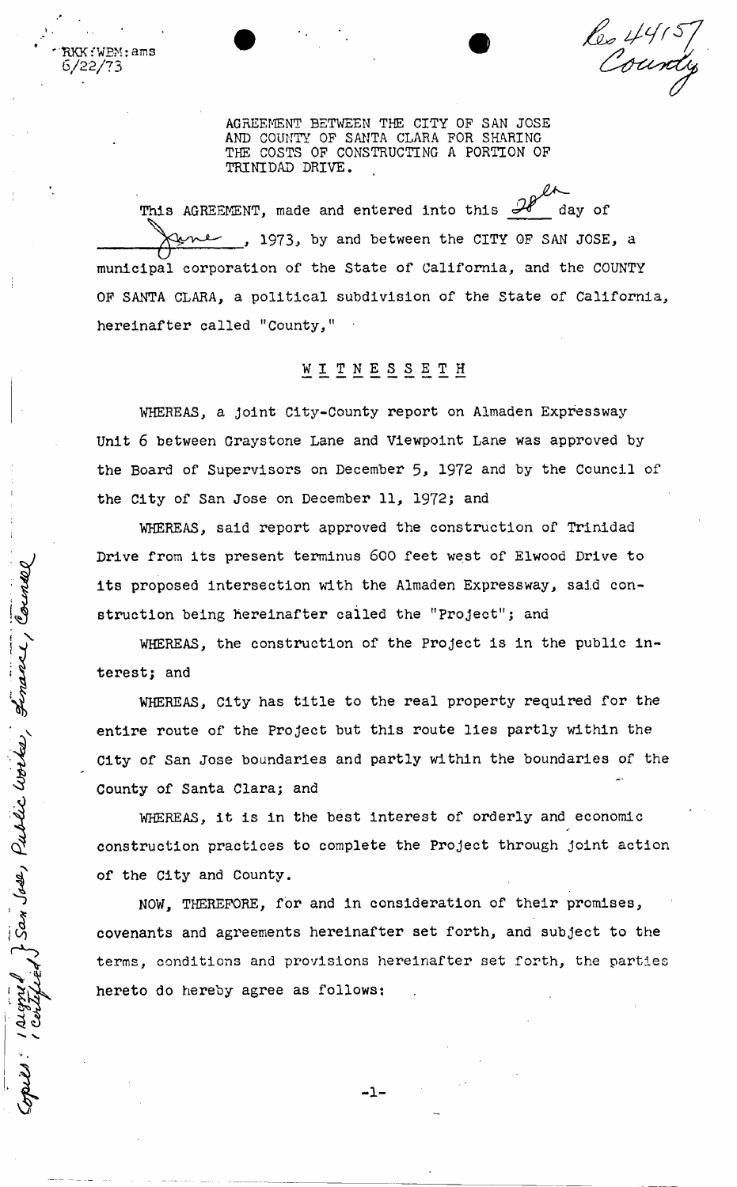RKK:WBM:ams
6/22/73

Res 44157
County

AGREEMENT BETWEEN THE CITY OF SAN JOSE AND COUNTY OF SANTA CLARA FOR SHARING THE COSTS OF CONSTRUCTING A PORTION OF TRINIDAD DRIVE.

This AGREEMENT, made and entered into this 28th day of June, 1973, by and between the CITY OF SAN JOSE, a municipal corporation of the State of California, and the COUNTY OF SANTA CLARA, a political subdivision of the State of California, hereinafter called "County,"

W I T N E S S E T H

WHEREAS, a joint City-County report on Almaden Expressway Unit 6 between Graystone Lane and Viewpoint Lane was approved by the Board of Supervisors on December 5, 1972 and by the Council of the City of San Jose on December 11, 1972; and

WHEREAS, said report approved the construction of Trinidad Drive from its present terminus 600 feet west of Elwood Drive to its proposed intersection with the Almaden Expressway, said construction being hereinafter called the "Project"; and

WHEREAS, the construction of the Project is in the public interest; and

WHEREAS, City has title to the real property required for the entire route of the Project but this route lies partly within the City of San Jose boundaries and partly within the boundaries of the County of Santa Clara; and

WHEREAS, it is in the best interest of orderly and economic construction practices to complete the Project through joint action of the City and County.

NOW, THEREFORE, for and in consideration of their promises, covenants and agreements hereinafter set forth, and subject to the terms, conditions and provisions hereinafter set forth, the parties hereto do hereby agree as follows:

Copies: 1 signed, 1 certified } San Jose, Public Works, Finance, Counsel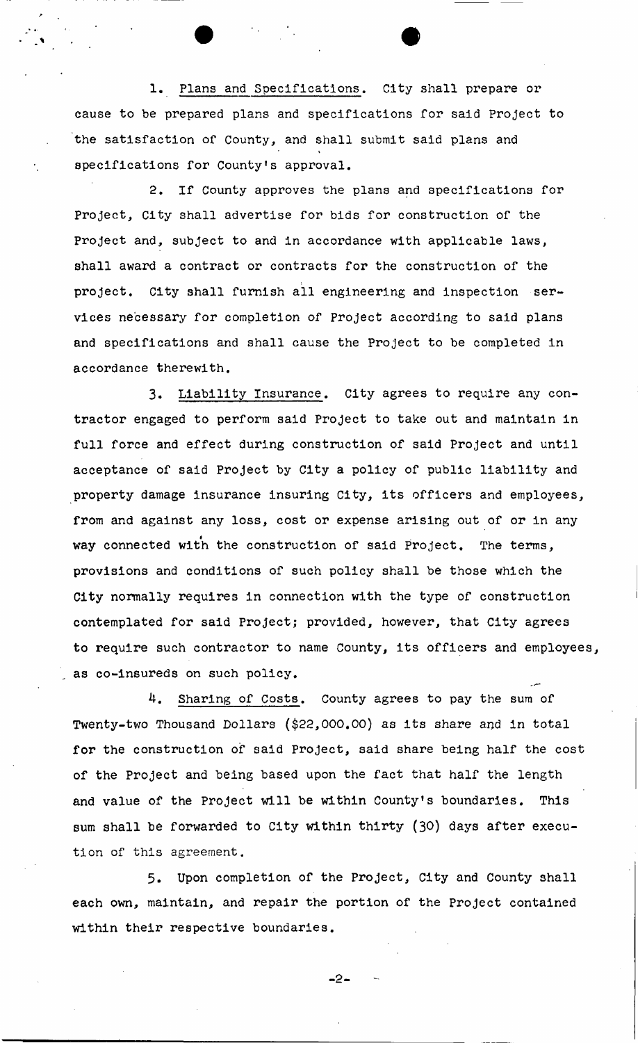1. Plans and Specifications. City shall prepare or cause to be prepared plans and specifications for said Project to the satisfaction of County, and shall submit said plans and specifications for County's approval.

2. If County approves the plans and specifications for Project, City shall advertise for bids for construction of the Project and, subject to and in accordance with applicable laws, shall award a contract or contracts for the construction of the project. City shall furnish all engineering and inspection services necessary for completion of Project according to said plans and specifications and shall cause the Project to be completed in accordance therewith.

3. Liability Insurance. City agrees to require any contractor engaged to perform said Project to take out and maintain in full force and effect during construction of said Project and until acceptance of said Project by City a policy of public liability and property damage insurance insuring City, its officers and employees, from and against any loss, cost or expense arising out of or in any way connected with the construction of said Project. The terms, provisions and conditions of such policy shall be those which the City normally requires in connection with the type of construction contemplated for said Project; provided, however, that City agrees to require such contractor to name County, its officers and employees, as co-insureds on such policy.

4. Sharing of Costs. County agrees to pay the sum of Twenty-two Thousand Dollars ($22,000.00) as its share and in total for the construction of said Project, said share being half the cost of the Project and being based upon the fact that half the length and value of the Project will be within County's boundaries. This sum shall be forwarded to City within thirty (30) days after execution of this agreement.

5. Upon completion of the Project, City and County shall each own, maintain, and repair the portion of the Project contained within their respective boundaries.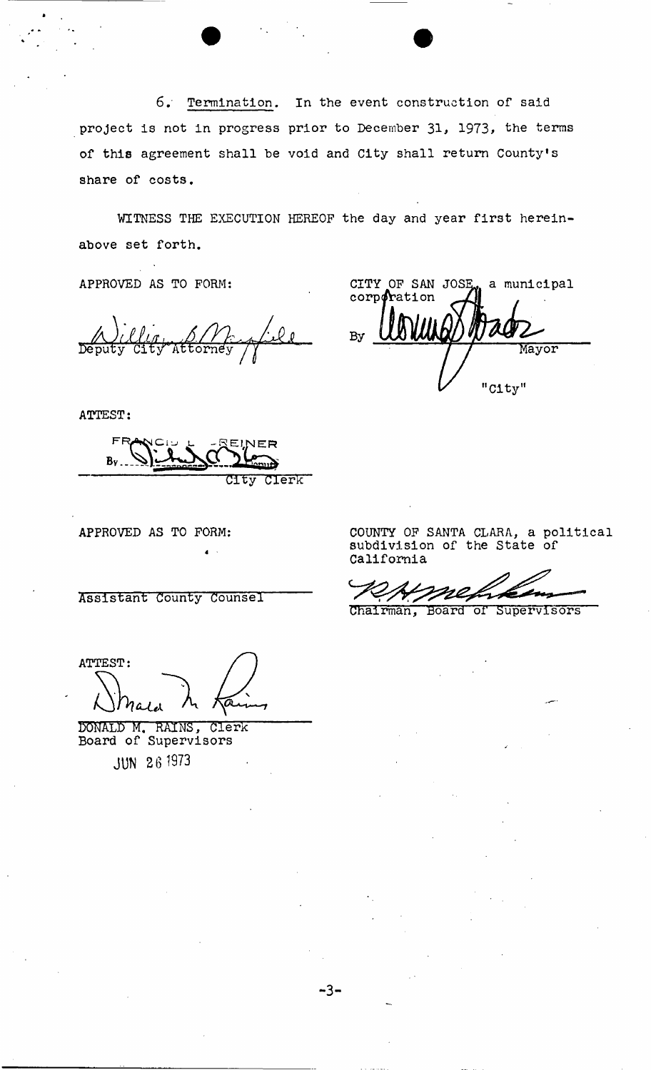6. Termination. In the event construction of said project is not in progress prior to December 31, 1973, the terms of this agreement shall be void and City shall return County's share of costs.

WITNESS THE EXECUTION HEREOF the day and year first hereinabove set forth.

APPROVED AS TO FORM:

William B. Maysfield
Deputy City Attorney

CITY OF SAN JOSE, a municipal corporation

By [signature]
Mayor

"City"

ATTEST:

FRANCIS L. GREINER
By [signature] Deputy
City Clerk

APPROVED AS TO FORM:

Assistant County Counsel

COUNTY OF SANTA CLARA, a political subdivision of the State of California

[signature]
Chairman, Board of Supervisors

ATTEST:

[signature]
DONALD M. RAINS, Clerk
Board of Supervisors

JUN 26 1973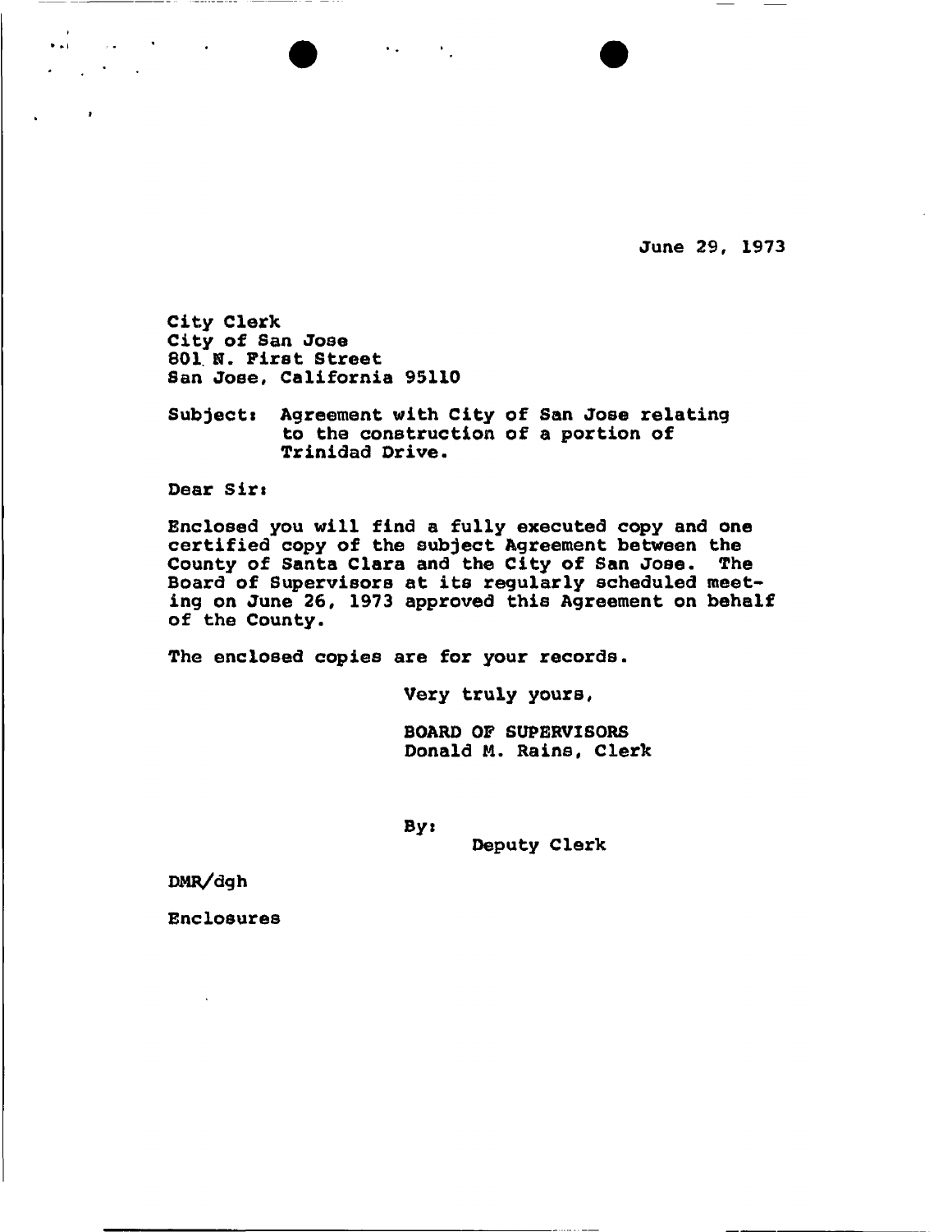June 29, 1973

City Clerk
City of San Jose
801 N. First Street
San Jose, California 95110

Subject: Agreement with City of San Jose relating to the construction of a portion of Trinidad Drive.

Dear Sir:

Enclosed you will find a fully executed copy and one certified copy of the subject Agreement between the County of Santa Clara and the City of San Jose. The Board of Supervisors at its regularly scheduled meeting on June 26, 1973 approved this Agreement on behalf of the County.

The enclosed copies are for your records.

Very truly yours,

BOARD OF SUPERVISORS
Donald M. Rains, Clerk

By:
Deputy Clerk

DMR/dgh

Enclosures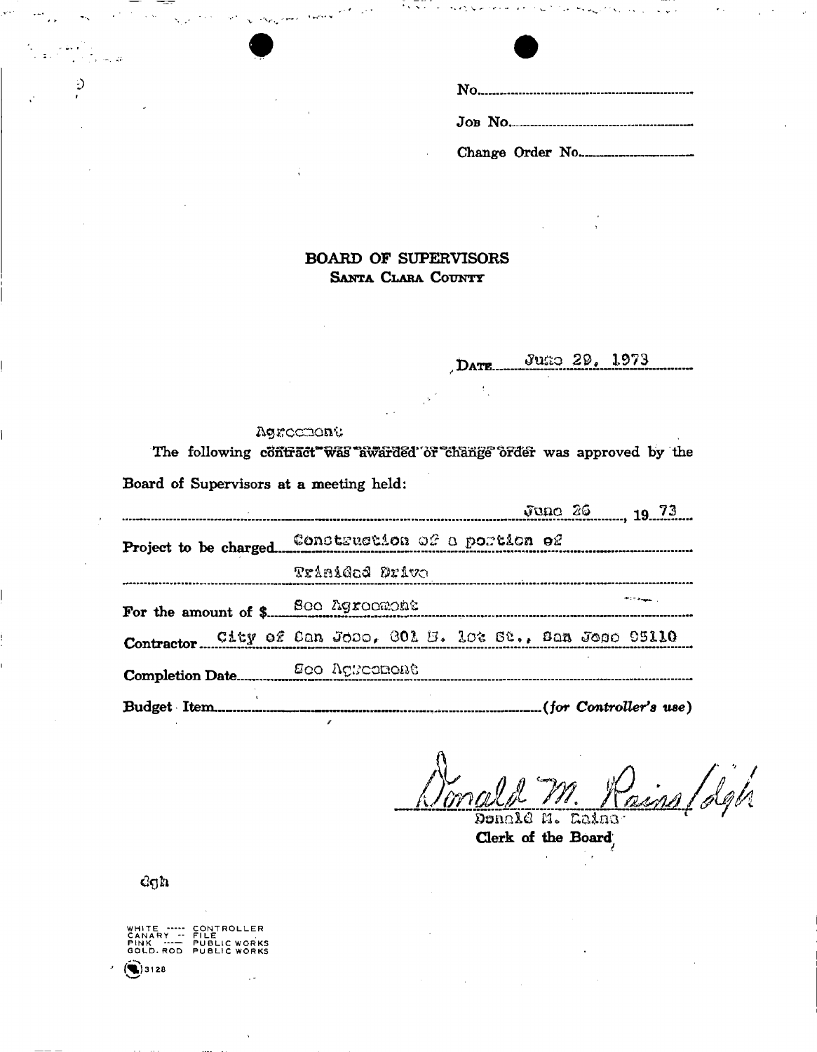No.

Job No.

Change Order No.

## BOARD OF SUPERVISORS
### Santa Clara County

Date June 29, 1973

Agreement

The following ~~contract was awarded or change order~~ was approved by the Board of Supervisors at a meeting held:

June 26, 19 73

Project to be charged Construction of a portion of Trinidad Drive

For the amount of $ See Agreement

Contractor City of San Jose, 801 N. 1st St., San Jose 95110

Completion Date See Agreement

Budget Item (*for Controller's use*)

Donald M. Rains/dgh

Donald M. Rains
**Clerk of the Board**

dgh

WHITE ----- CONTROLLER
CANARY -- FILE
PINK ----- PUBLIC WORKS
GOLD. ROD PUBLIC WORKS

3128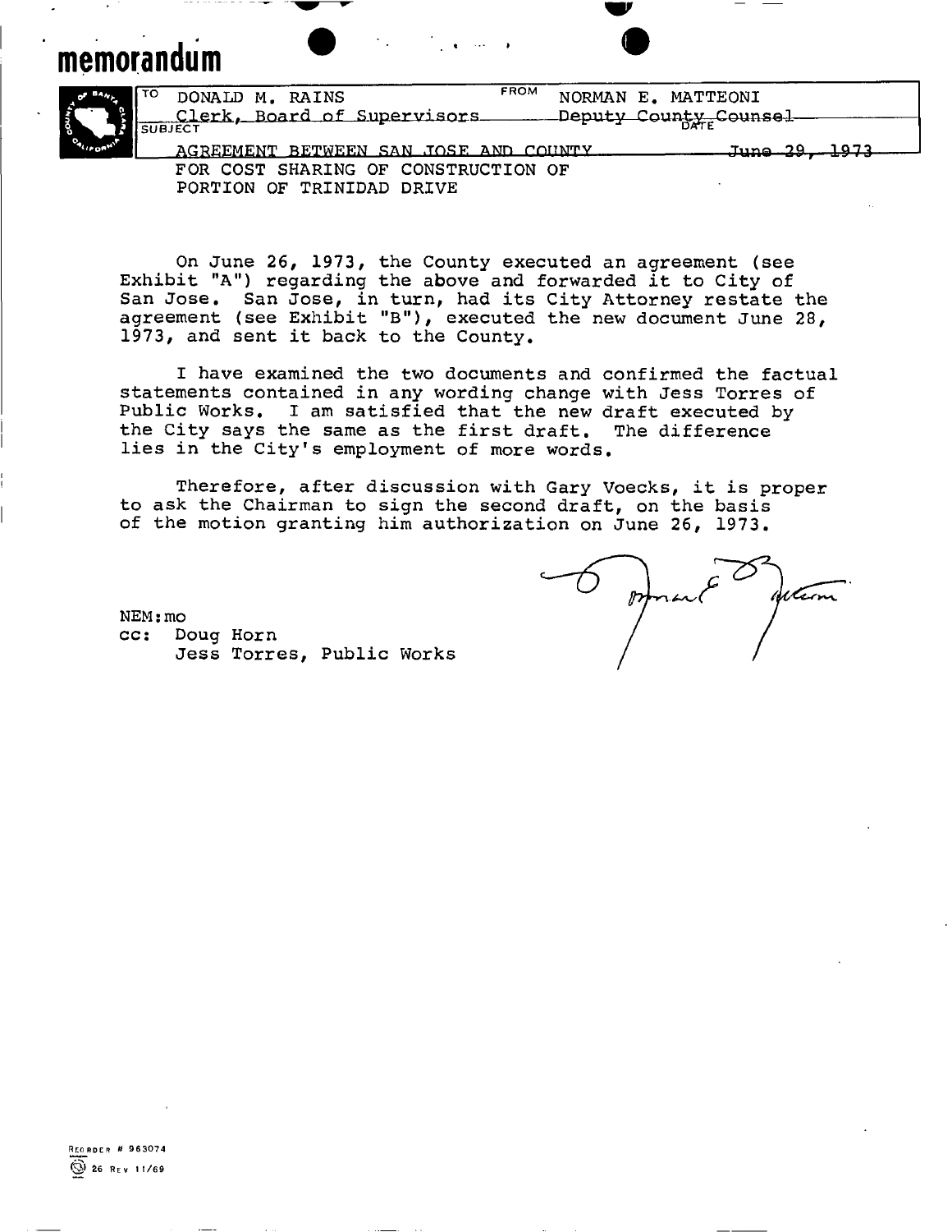# memorandum

| TO | FROM |
|---|---|
| DONALD M. RAINS<br>Clerk, Board of Supervisors | NORMAN E. MATTEONI<br>Deputy County Counsel |

**SUBJECT:** AGREEMENT BETWEEN SAN JOSE AND COUNTY FOR COST SHARING OF CONSTRUCTION OF PORTION OF TRINIDAD DRIVE

**DATE:** June 29, 1973

On June 26, 1973, the County executed an agreement (see Exhibit "A") regarding the above and forwarded it to City of San Jose. San Jose, in turn, had its City Attorney restate the agreement (see Exhibit "B"), executed the new document June 28, 1973, and sent it back to the County.

I have examined the two documents and confirmed the factual statements contained in any wording change with Jess Torres of Public Works. I am satisfied that the new draft executed by the City says the same as the first draft. The difference lies in the City's employment of more words.

Therefore, after discussion with Gary Voecks, it is proper to ask the Chairman to sign the second draft, on the basis of the motion granting him authorization on June 26, 1973.

Norman E. Matteoni

NEM:mo

cc: Doug Horn
Jess Torres, Public Works

RECORDER # 963074
26 REV 11/69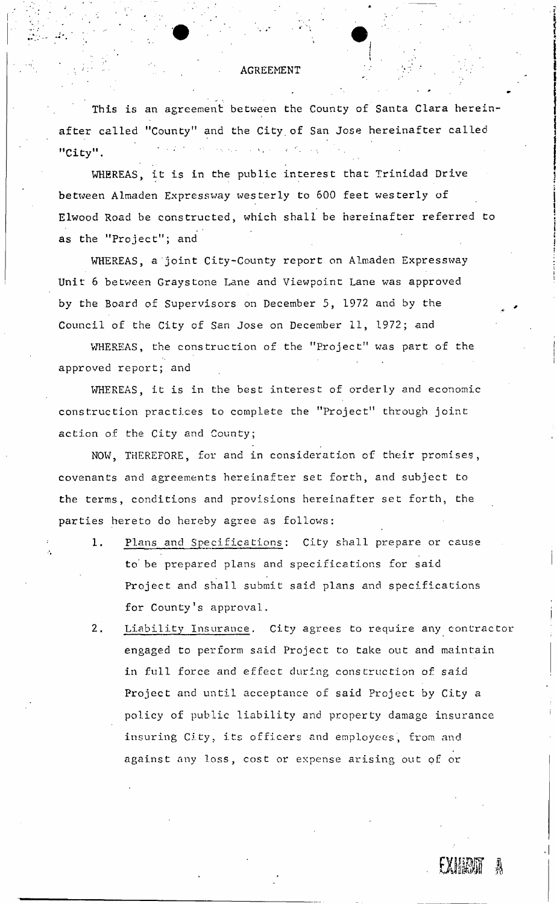# AGREEMENT

This is an agreement between the County of Santa Clara hereinafter called "County" and the City of San Jose hereinafter called "City".

WHEREAS, it is in the public interest that Trinidad Drive between Almaden Expressway westerly to 600 feet westerly of Elwood Road be constructed, which shall be hereinafter referred to as the "Project"; and

WHEREAS, a joint City-County report on Almaden Expressway Unit 6 between Graystone Lane and Viewpoint Lane was approved by the Board of Supervisors on December 5, 1972 and by the Council of the City of San Jose on December 11, 1972; and

WHEREAS, the construction of the "Project" was part of the approved report; and

WHEREAS, it is in the best interest of orderly and economic construction practices to complete the "Project" through joint action of the City and County;

NOW, THEREFORE, for and in consideration of their promises, covenants and agreements hereinafter set forth, and subject to the terms, conditions and provisions hereinafter set forth, the parties hereto do hereby agree as follows:

1. Plans and Specifications: City shall prepare or cause to be prepared plans and specifications for said Project and shall submit said plans and specifications for County's approval.
2. Liability Insurance. City agrees to require any contractor engaged to perform said Project to take out and maintain in full force and effect during construction of said Project and until acceptance of said Project by City a policy of public liability and property damage insurance insuring City, its officers and employees, from and against any loss, cost or expense arising out of or

EXHIBIT A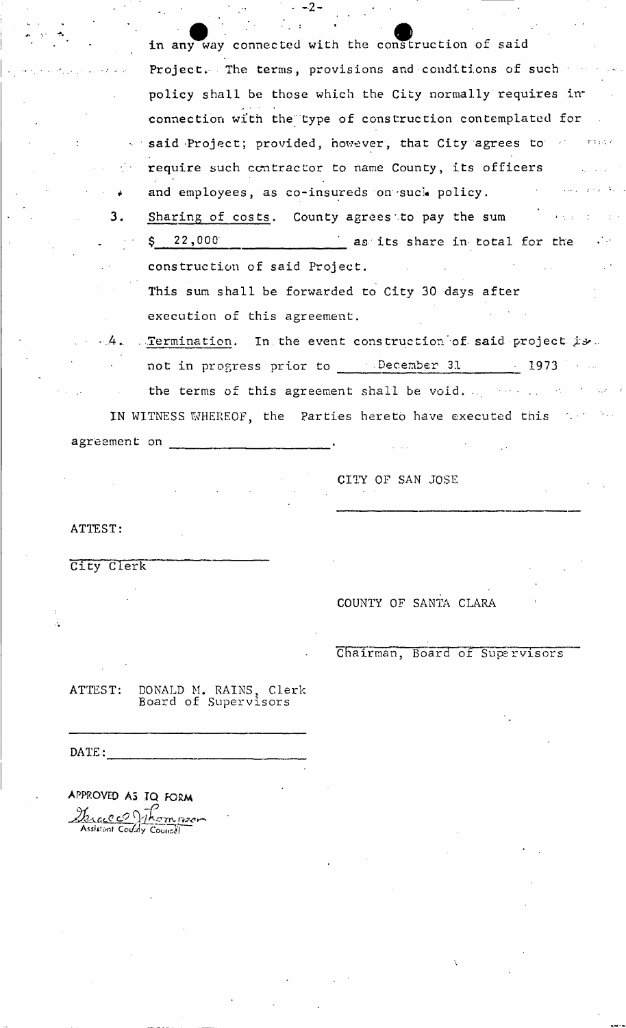in any way connected with the construction of said Project. The terms, provisions and conditions of such policy shall be those which the City normally requires in connection with the type of construction contemplated for said Project; provided, however, that City agrees to require such contractor to name County, its officers and employees, as co-insureds on such policy.

3. Sharing of costs. County agrees to pay the sum $ 22,000 as its share in total for the construction of said Project.

   This sum shall be forwarded to City 30 days after execution of this agreement.

4. Termination. In the event construction of said project is not in progress prior to December 31 1973 the terms of this agreement shall be void.

IN WITNESS WHEREOF, the Parties hereto have executed this agreement on ____________________.

CITY OF SAN JOSE

______________________________

ATTEST:

______________________
City Clerk

COUNTY OF SANTA CLARA

______________________________
Chairman, Board of Supervisors

ATTEST: DONALD M. RAINS, Clerk
Board of Supervisors

______________________________

DATE: ________________________

APPROVED AS TO FORM
Thompson
Assistant County Counsel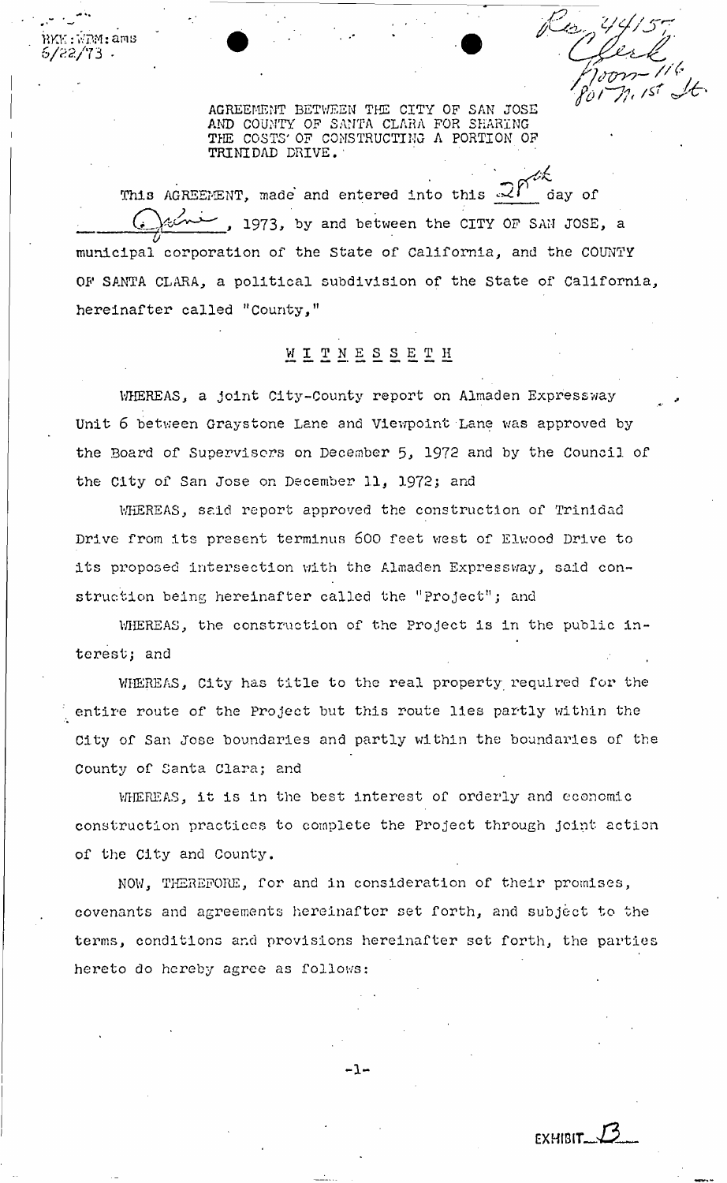RKK:WPM:ams
5/22/73

Res. 44157
Clerk
Room 116
801 N. 1st St.

AGREEMENT BETWEEN THE CITY OF SAN JOSE AND COUNTY OF SANTA CLARA FOR SHARING THE COSTS OF CONSTRUCTING A PORTION OF TRINIDAD DRIVE.

This AGREEMENT, made and entered into this 26th day of June, 1973, by and between the CITY OF SAN JOSE, a municipal corporation of the State of California, and the COUNTY OF SANTA CLARA, a political subdivision of the State of California, hereinafter called "County,"

W I T N E S S E T H

WHEREAS, a joint City-County report on Almaden Expressway Unit 6 between Graystone Lane and Viewpoint Lane was approved by the Board of Supervisors on December 5, 1972 and by the Council of the City of San Jose on December 11, 1972; and

WHEREAS, said report approved the construction of Trinidad Drive from its present terminus 600 feet west of Elwood Drive to its proposed intersection with the Almaden Expressway, said construction being hereinafter called the "Project"; and

WHEREAS, the construction of the Project is in the public interest; and

WHEREAS, City has title to the real property required for the entire route of the Project but this route lies partly within the City of San Jose boundaries and partly within the boundaries of the County of Santa Clara; and

WHEREAS, it is in the best interest of orderly and economic construction practices to complete the Project through joint action of the City and County.

NOW, THEREFORE, for and in consideration of their promises, covenants and agreements hereinafter set forth, and subject to the terms, conditions and provisions hereinafter set forth, the parties hereto do hereby agree as follows:

EXHIBIT B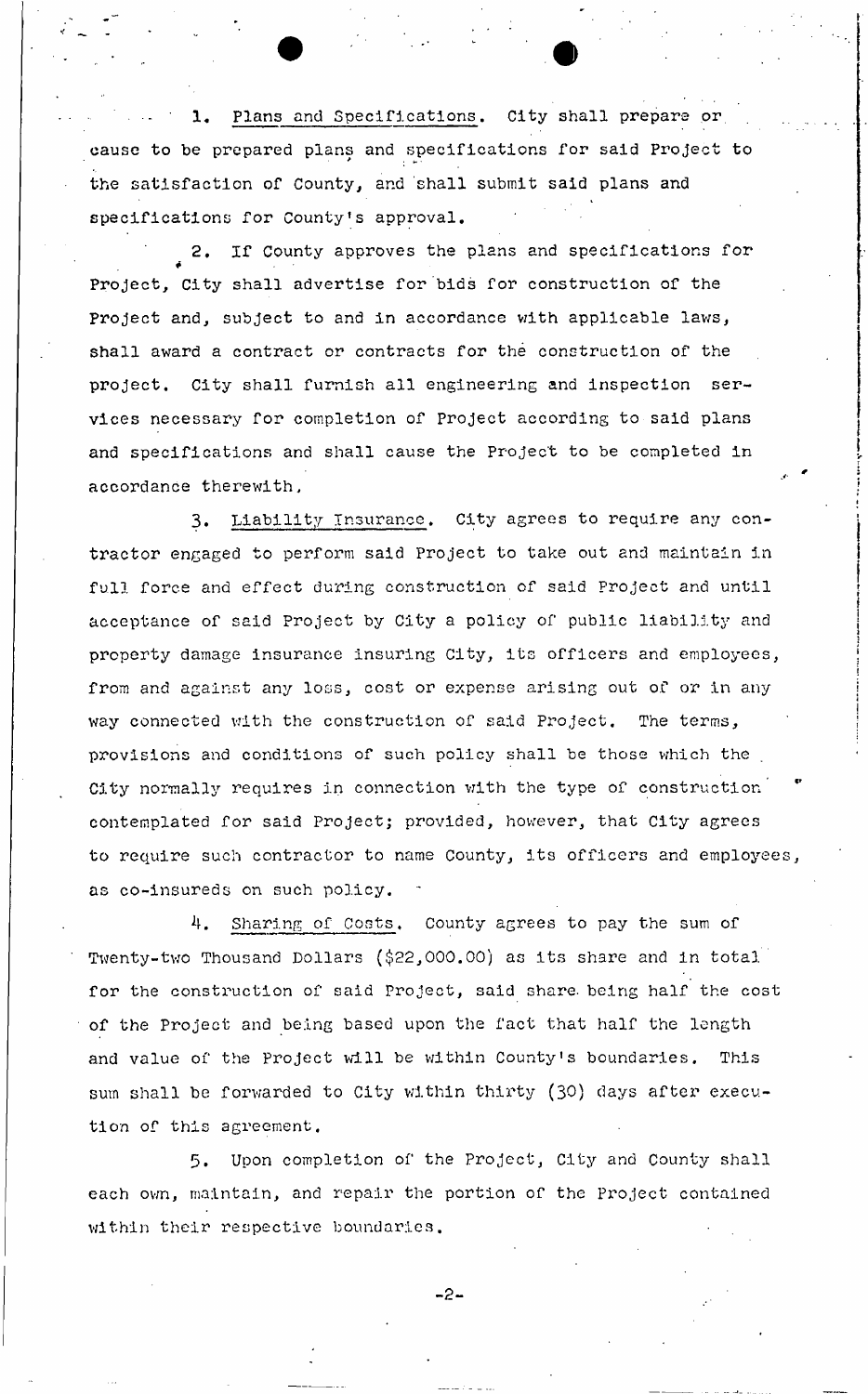1. Plans and Specifications. City shall prepare or cause to be prepared plans and specifications for said Project to the satisfaction of County, and shall submit said plans and specifications for County's approval.

2. If County approves the plans and specifications for Project, City shall advertise for bids for construction of the Project and, subject to and in accordance with applicable laws, shall award a contract or contracts for the construction of the project. City shall furnish all engineering and inspection services necessary for completion of Project according to said plans and specifications and shall cause the Project to be completed in accordance therewith.

3. Liability Insurance. City agrees to require any contractor engaged to perform said Project to take out and maintain in full force and effect during construction of said Project and until acceptance of said Project by City a policy of public liability and property damage insurance insuring City, its officers and employees, from and against any loss, cost or expense arising out of or in any way connected with the construction of said Project. The terms, provisions and conditions of such policy shall be those which the City normally requires in connection with the type of construction contemplated for said Project; provided, however, that City agrees to require such contractor to name County, its officers and employees, as co-insureds on such policy.

4. Sharing of Costs. County agrees to pay the sum of Twenty-two Thousand Dollars ($22,000.00) as its share and in total for the construction of said Project, said share being half the cost of the Project and being based upon the fact that half the length and value of the Project will be within County's boundaries. This sum shall be forwarded to City within thirty (30) days after execution of this agreement.

5. Upon completion of the Project, City and County shall each own, maintain, and repair the portion of the Project contained within their respective boundaries.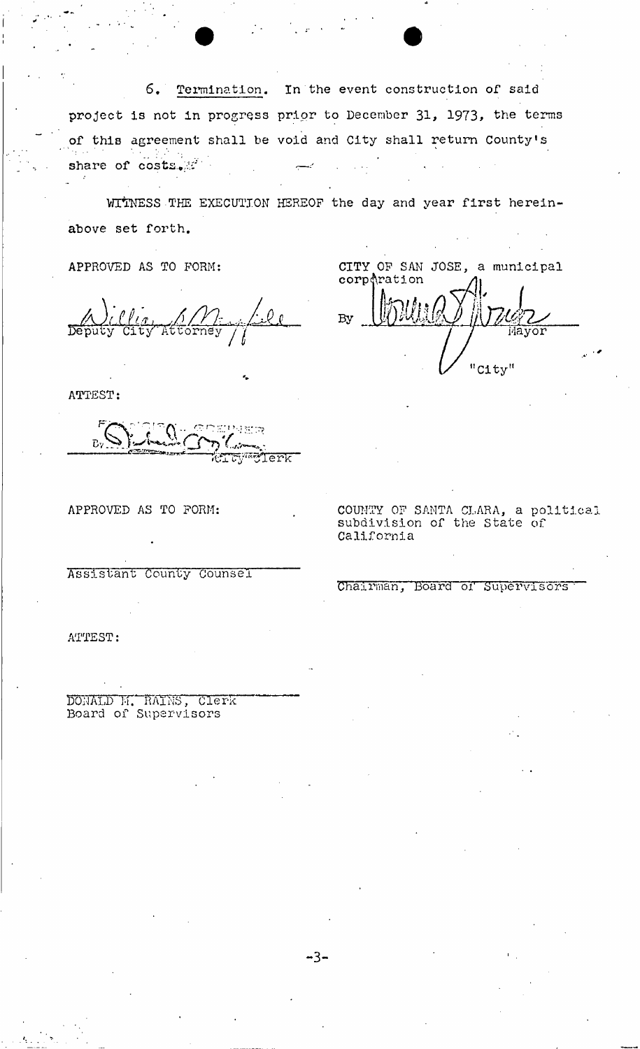6. Termination. In the event construction of said project is not in progress prior to December 31, 1973, the terms of this agreement shall be void and City shall return County's share of costs.

WITNESS THE EXECUTION HEREOF the day and year first hereinabove set forth.

APPROVED AS TO FORM:

Deputy City Attorney

CITY OF SAN JOSE, a municipal corporation

By ______________ Mayor

"City"

ATTEST:

By ______________ City Clerk

APPROVED AS TO FORM:

Assistant County Counsel

COUNTY OF SANTA CLARA, a political subdivision of the State of California

Chairman, Board of Supervisors

ATTEST:

DONALD M. RAINS, Clerk
Board of Supervisors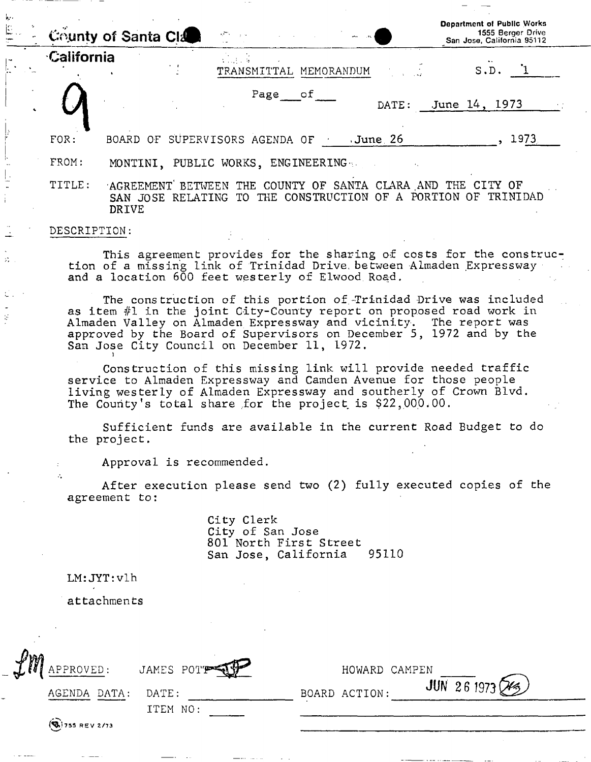County of Santa Clara
California

Department of Public Works
1555 Berger Drive
San Jose, California 95112

TRANSMITTAL MEMORANDUM

S.D. 1

9

Page ___ of ___

DATE: June 14, 1973

FOR: BOARD OF SUPERVISORS AGENDA OF June 26, 1973

FROM: MONTINI, PUBLIC WORKS, ENGINEERING

TITLE: AGREEMENT BETWEEN THE COUNTY OF SANTA CLARA AND THE CITY OF SAN JOSE RELATING TO THE CONSTRUCTION OF A PORTION OF TRINIDAD DRIVE

DESCRIPTION:

This agreement provides for the sharing of costs for the construction of a missing link of Trinidad Drive between Almaden Expressway and a location 600 feet westerly of Elwood Road.

The construction of this portion of Trinidad Drive was included as item #1 in the joint City-County report on proposed road work in Almaden Valley on Almaden Expressway and vicinity. The report was approved by the Board of Supervisors on December 5, 1972 and by the San Jose City Council on December 11, 1972.

Construction of this missing link will provide needed traffic service to Almaden Expressway and Camden Avenue for those people living westerly of Almaden Expressway and southerly of Crown Blvd. The County's total share for the project is $22,000.00.

Sufficient funds are available in the current Road Budget to do the project.

Approval is recommended.

After execution please send two (2) fully executed copies of the agreement to:

City Clerk
City of San Jose
801 North First Street
San Jose, California 95110

LM:JYT:vlh

attachments

LM APPROVED: JAMES POTT[signature]  HOWARD CAMPEN

AGENDA DATA: DATE: ______  BOARD ACTION: JUN 26 1973

ITEM NO: ______

755 REV 2/73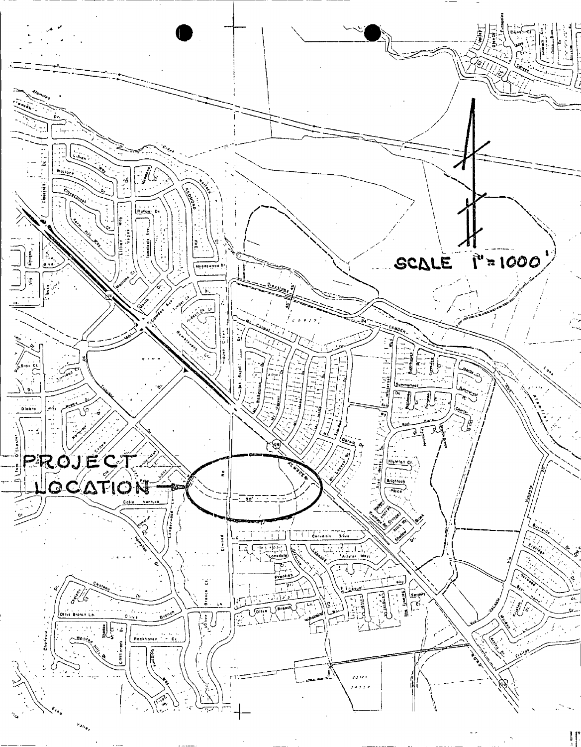SCALE 1" = 1000'

PROJECT LOCATION